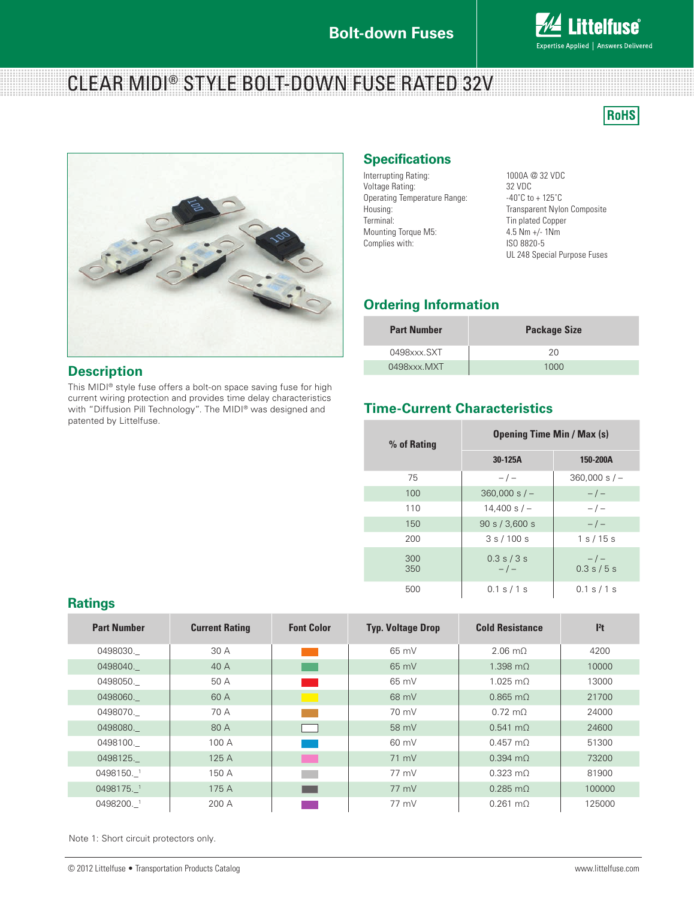Bolt-down Fuses

# CLEAR MIDI® STYLE BOLT-DOWN FUSE RATED 32V

RoHS

## Specifications

| | |
|---|---|
| Interrupting Rating: | 1000A @ 32 VDC |
| Voltage Rating: | 32 VDC |
| Operating Temperature Range: | -40˚C to + 125˚C |
| Housing: | Transparent Nylon Composite |
| Terminal: | Tin plated Copper |
| Mounting Torque M5: | 4.5 Nm +/- 1Nm |
| Complies with: | ISO 8820-5 |
| | UL 248 Special Purpose Fuses |

## Description

This MIDI® style fuse offers a bolt-on space saving fuse for high current wiring protection and provides time delay characteristics with “Diffusion Pill Technology”. The MIDI® was designed and patented by Littelfuse.

## Ordering Information

| Part Number | Package Size |
|---|---|
| 0498xxx.SXT | 20 |
| 0498xxx.MXT | 1000 |

## Time-Current Characteristics

| % of Rating | Opening Time Min / Max (s) | |
|---|---|---|
| | 30-125A | 150-200A |
| 75 | – / – | 360,000 s / – |
| 100 | 360,000 s / – | – / – |
| 110 | 14,400 s / – | – / – |
| 150 | 90 s / 3,600 s | – / – |
| 200 | 3 s / 100 s | 1 s / 15 s |
| 300 | 0.3 s / 3 s | – / – |
| 350 | – / – | 0.3 s / 5 s |
| 500 | 0.1 s / 1 s | 0.1 s / 1 s |

## Ratings

| Part Number | Current Rating | Font Color | Typ. Voltage Drop | Cold Resistance | I²t |
|---|---|---|---|---|---|
| 0498030._ | 30 A | | 65 mV | 2.06 mΩ | 4200 |
| 0498040._ | 40 A | | 65 mV | 1.398 mΩ | 10000 |
| 0498050._ | 50 A | | 65 mV | 1.025 mΩ | 13000 |
| 0498060._ | 60 A | | 68 mV | 0.865 mΩ | 21700 |
| 0498070._ | 70 A | | 70 mV | 0.72 mΩ | 24000 |
| 0498080._ | 80 A | | 58 mV | 0.541 mΩ | 24600 |
| 0498100._ | 100 A | | 60 mV | 0.457 mΩ | 51300 |
| 0498125._ | 125 A | | 71 mV | 0.394 mΩ | 73200 |
| 0498150._[1] | 150 A | | 77 mV | 0.323 mΩ | 81900 |
| 0498175._[1] | 175 A | | 77 mV | 0.285 mΩ | 100000 |
| 0498200._[1] | 200 A | | 77 mV | 0.261 mΩ | 125000 |

Note 1: Short circuit protectors only.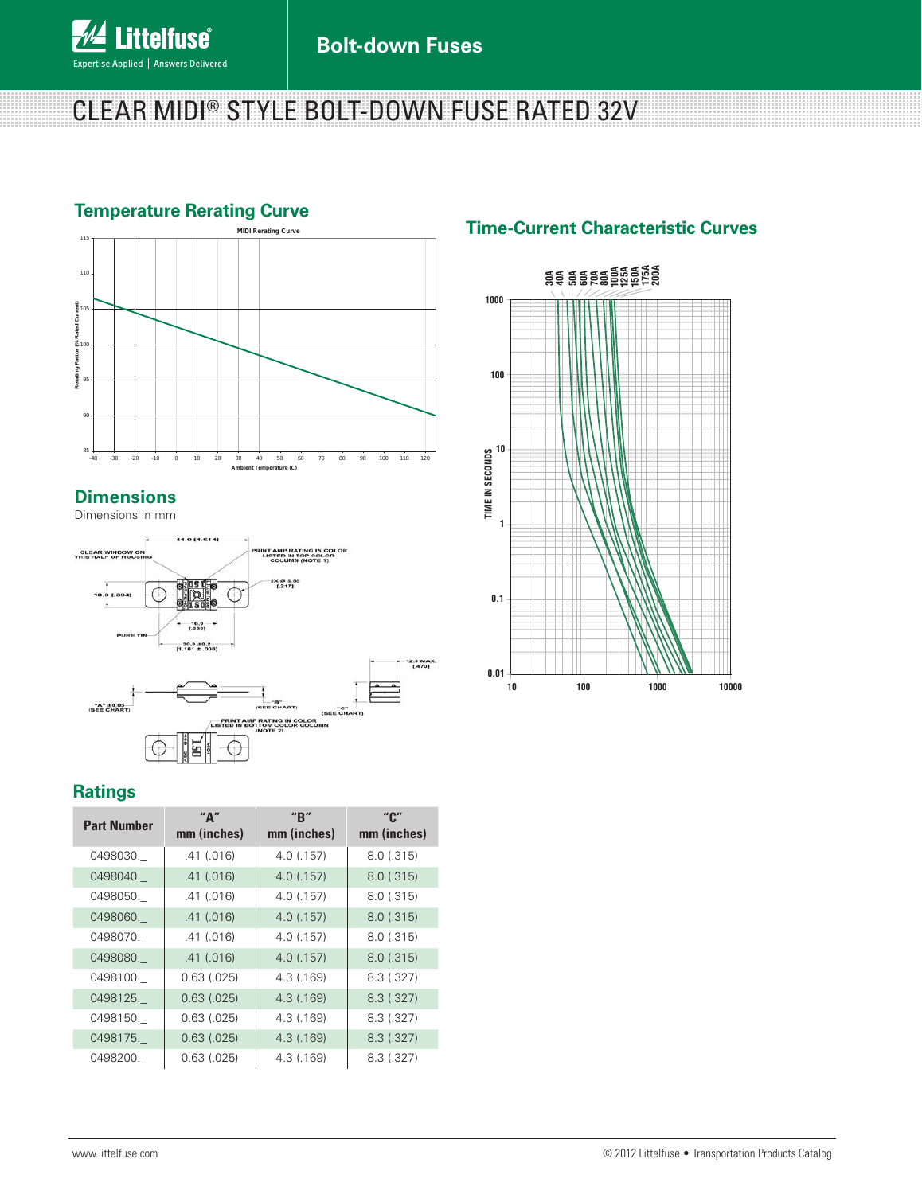# CLEAR MIDI® STYLE BOLT-DOWN FUSE RATED 32V

## Temperature Rerating Curve

MIDI Rerating Curve

115
110
105
100
95
90
85

Rerating Factor (% Rated Current)

-40 -30 -20 -10 0 10 20 30 40 50 60 70 80 90 100 110 120

Ambient Temperature (C)

## Time-Current Characteristic Curves

30A 40A 50A 60A 70A 80A 100A 125A 150A 175A 200A

1000
100
10
1
0.1
0.01

TIME IN SECONDS

10 100 1000 10000

## Dimensions

Dimensions in mm

41.0 [1.614]

CLEAR WINDOW ON THIS HALF OF HOUSING

PRINT AMP RATING IN COLOR LISTED IN TOP COLOR COLUMN (NOTE 1)

2X Ø 5.50 [.217]

10.0 [.394]

16.0 [.630]

PURE TIN

30.0 ±0.2 [1.181 ± .008]

12.0 MAX. [.470]

"A" ±0.05 (SEE CHART)

"B" (SEE CHART)

"C" (SEE CHART)

PRINT AMP RATING IN COLOR LISTED IN BOTTOM COLOR COLUMN (NOTE 2)

## Ratings

| Part Number | "A" mm (inches) | "B" mm (inches) | "C" mm (inches) |
|---|---|---|---|
| 0498030._ | .41 (.016) | 4.0 (.157) | 8.0 (.315) |
| 0498040._ | .41 (.016) | 4.0 (.157) | 8.0 (.315) |
| 0498050._ | .41 (.016) | 4.0 (.157) | 8.0 (.315) |
| 0498060._ | .41 (.016) | 4.0 (.157) | 8.0 (.315) |
| 0498070._ | .41 (.016) | 4.0 (.157) | 8.0 (.315) |
| 0498080._ | .41 (.016) | 4.0 (.157) | 8.0 (.315) |
| 0498100._ | 0.63 (.025) | 4.3 (.169) | 8.3 (.327) |
| 0498125._ | 0.63 (.025) | 4.3 (.169) | 8.3 (.327) |
| 0498150._ | 0.63 (.025) | 4.3 (.169) | 8.3 (.327) |
| 0498175._ | 0.63 (.025) | 4.3 (.169) | 8.3 (.327) |
| 0498200._ | 0.63 (.025) | 4.3 (.169) | 8.3 (.327) |